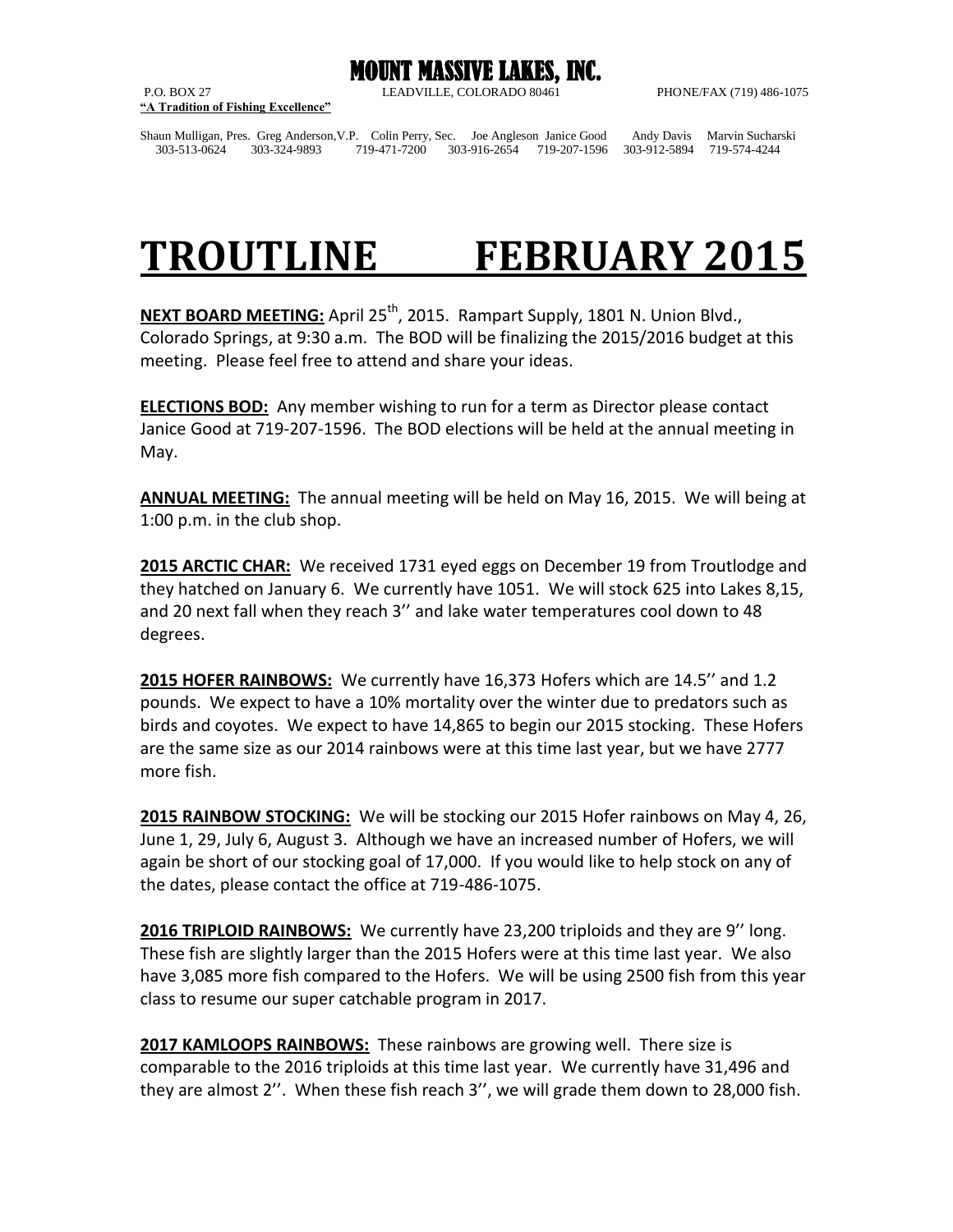# MOUNT MASSIVE LAKES, INC.

P.O. BOX 27 LEADVILLE, COLORADO 80461 PHONE/FAX (719) 486-1075

**"A Tradition of Fishing Excellence"**

| Shaun Mulligan, Pres. | Greg Anderson, V.P. | Colin Perry, Sec. | Joe Angleson | Janice Good | Andy Davis | Marvin Sucharski |
|---|---|---|---|---|---|---|
| 303-513-0624 | 303-324-9893 | 719-471-7200 | 303-916-2654 | 719-207-1596 | 303-912-5894 | 719-574-4244 |

# TROUTLINE FEBRUARY 2015

**NEXT BOARD MEETING:** April 25th, 2015. Rampart Supply, 1801 N. Union Blvd., Colorado Springs, at 9:30 a.m. The BOD will be finalizing the 2015/2016 budget at this meeting. Please feel free to attend and share your ideas.

**ELECTIONS BOD:** Any member wishing to run for a term as Director please contact Janice Good at 719-207-1596. The BOD elections will be held at the annual meeting in May.

**ANNUAL MEETING:** The annual meeting will be held on May 16, 2015. We will being at 1:00 p.m. in the club shop.

**2015 ARCTIC CHAR:** We received 1731 eyed eggs on December 19 from Troutlodge and they hatched on January 6. We currently have 1051. We will stock 625 into Lakes 8,15, and 20 next fall when they reach 3'' and lake water temperatures cool down to 48 degrees.

**2015 HOFER RAINBOWS:** We currently have 16,373 Hofers which are 14.5'' and 1.2 pounds. We expect to have a 10% mortality over the winter due to predators such as birds and coyotes. We expect to have 14,865 to begin our 2015 stocking. These Hofers are the same size as our 2014 rainbows were at this time last year, but we have 2777 more fish.

**2015 RAINBOW STOCKING:** We will be stocking our 2015 Hofer rainbows on May 4, 26, June 1, 29, July 6, August 3. Although we have an increased number of Hofers, we will again be short of our stocking goal of 17,000. If you would like to help stock on any of the dates, please contact the office at 719-486-1075.

**2016 TRIPLOID RAINBOWS:** We currently have 23,200 triploids and they are 9'' long. These fish are slightly larger than the 2015 Hofers were at this time last year. We also have 3,085 more fish compared to the Hofers. We will be using 2500 fish from this year class to resume our super catchable program in 2017.

**2017 KAMLOOPS RAINBOWS:** These rainbows are growing well. There size is comparable to the 2016 triploids at this time last year. We currently have 31,496 and they are almost 2''. When these fish reach 3'', we will grade them down to 28,000 fish.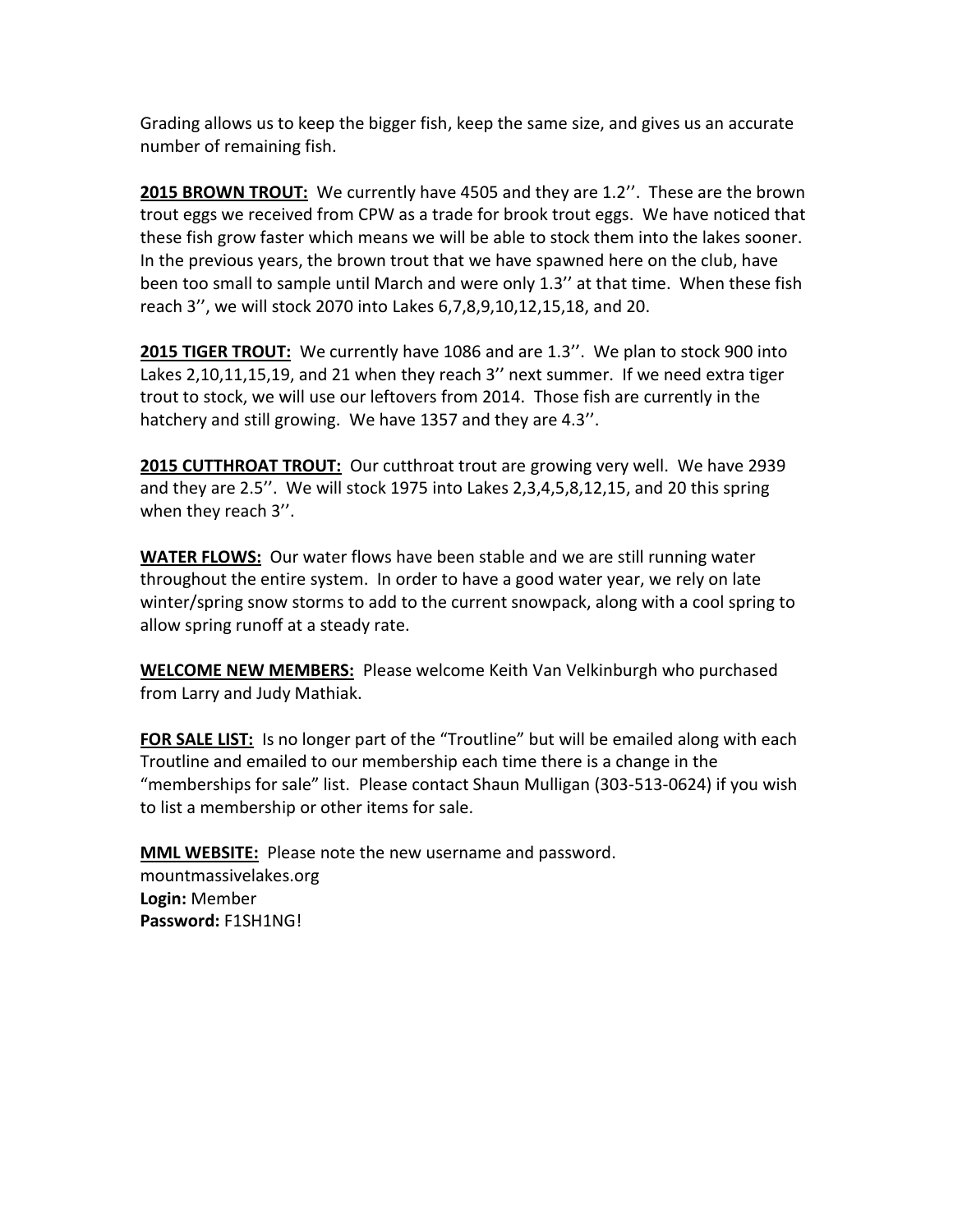Grading allows us to keep the bigger fish, keep the same size, and gives us an accurate number of remaining fish.

**2015 BROWN TROUT:** We currently have 4505 and they are 1.2''. These are the brown trout eggs we received from CPW as a trade for brook trout eggs. We have noticed that these fish grow faster which means we will be able to stock them into the lakes sooner. In the previous years, the brown trout that we have spawned here on the club, have been too small to sample until March and were only 1.3'' at that time. When these fish reach 3'', we will stock 2070 into Lakes 6,7,8,9,10,12,15,18, and 20.

**2015 TIGER TROUT:** We currently have 1086 and are 1.3''. We plan to stock 900 into Lakes 2,10,11,15,19, and 21 when they reach 3'' next summer. If we need extra tiger trout to stock, we will use our leftovers from 2014. Those fish are currently in the hatchery and still growing. We have 1357 and they are 4.3''.

**2015 CUTTHROAT TROUT:** Our cutthroat trout are growing very well. We have 2939 and they are 2.5''. We will stock 1975 into Lakes 2,3,4,5,8,12,15, and 20 this spring when they reach 3''.

**WATER FLOWS:** Our water flows have been stable and we are still running water throughout the entire system. In order to have a good water year, we rely on late winter/spring snow storms to add to the current snowpack, along with a cool spring to allow spring runoff at a steady rate.

**WELCOME NEW MEMBERS:** Please welcome Keith Van Velkinburgh who purchased from Larry and Judy Mathiak.

**FOR SALE LIST:** Is no longer part of the "Troutline" but will be emailed along with each Troutline and emailed to our membership each time there is a change in the "memberships for sale" list. Please contact Shaun Mulligan (303-513-0624) if you wish to list a membership or other items for sale.

**MML WEBSITE:** Please note the new username and password.
mountmassivelakes.org
**Login:** Member
**Password:** F1SH1NG!